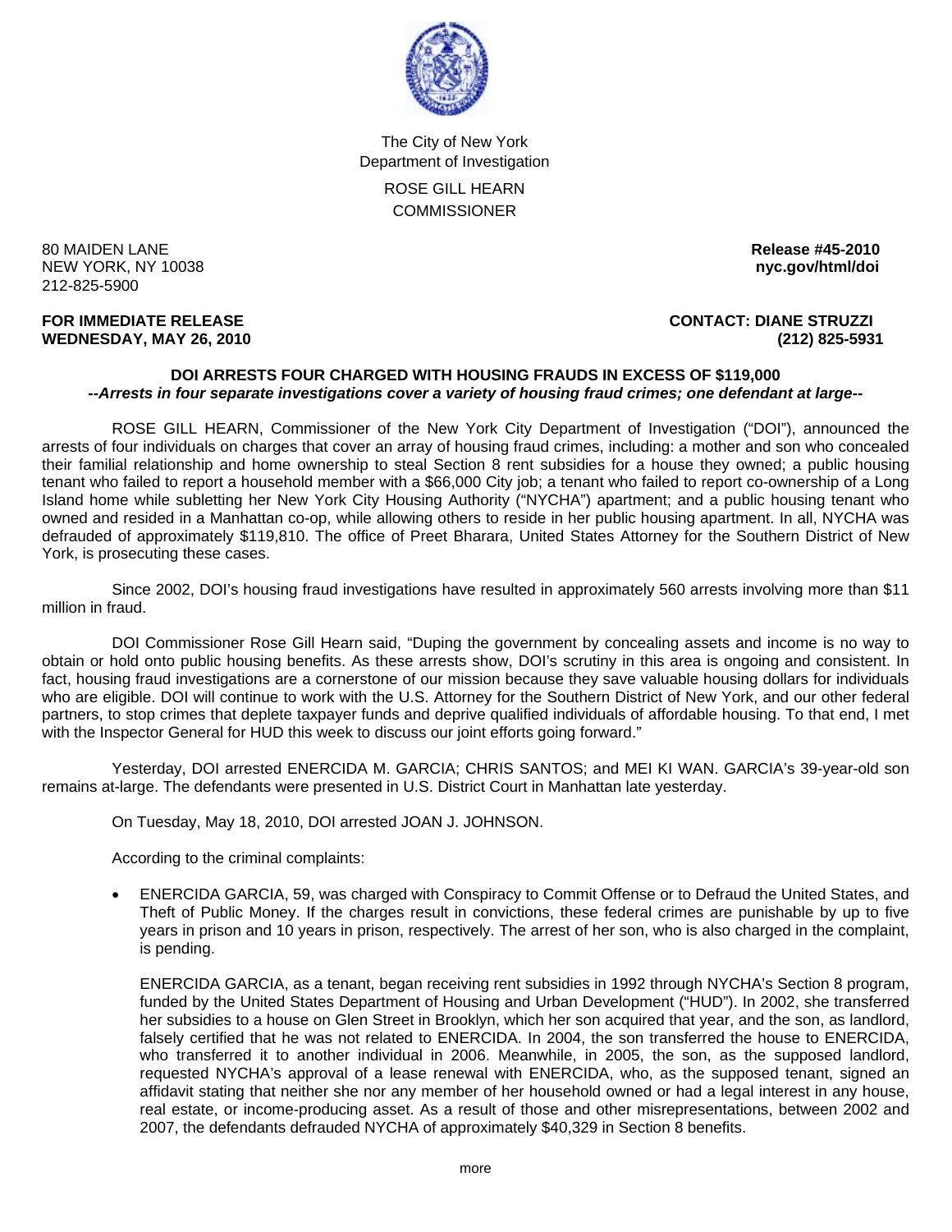The City of New York
Department of Investigation

ROSE GILL HEARN
COMMISSIONER

80 MAIDEN LANE
NEW YORK, NY 10038
212-825-5900

**Release #45-2010**
**nyc.gov/html/doi**

**FOR IMMEDIATE RELEASE**
**WEDNESDAY, MAY 26, 2010**

**CONTACT: DIANE STRUZZI**
**(212) 825-5931**

## DOI ARRESTS FOUR CHARGED WITH HOUSING FRAUDS IN EXCESS OF $119,000

***--Arrests in four separate investigations cover a variety of housing fraud crimes; one defendant at large--***

ROSE GILL HEARN, Commissioner of the New York City Department of Investigation ("DOI"), announced the arrests of four individuals on charges that cover an array of housing fraud crimes, including: a mother and son who concealed their familial relationship and home ownership to steal Section 8 rent subsidies for a house they owned; a public housing tenant who failed to report a household member with a $66,000 City job; a tenant who failed to report co-ownership of a Long Island home while subletting her New York City Housing Authority ("NYCHA") apartment; and a public housing tenant who owned and resided in a Manhattan co-op, while allowing others to reside in her public housing apartment. In all, NYCHA was defrauded of approximately $119,810. The office of Preet Bharara, United States Attorney for the Southern District of New York, is prosecuting these cases.

Since 2002, DOI's housing fraud investigations have resulted in approximately 560 arrests involving more than $11 million in fraud.

DOI Commissioner Rose Gill Hearn said, "Duping the government by concealing assets and income is no way to obtain or hold onto public housing benefits. As these arrests show, DOI's scrutiny in this area is ongoing and consistent. In fact, housing fraud investigations are a cornerstone of our mission because they save valuable housing dollars for individuals who are eligible. DOI will continue to work with the U.S. Attorney for the Southern District of New York, and our other federal partners, to stop crimes that deplete taxpayer funds and deprive qualified individuals of affordable housing. To that end, I met with the Inspector General for HUD this week to discuss our joint efforts going forward."

Yesterday, DOI arrested ENERCIDA M. GARCIA; CHRIS SANTOS; and MEI KI WAN. GARCIA's 39-year-old son remains at-large. The defendants were presented in U.S. District Court in Manhattan late yesterday.

On Tuesday, May 18, 2010, DOI arrested JOAN J. JOHNSON.

According to the criminal complaints:

- ENERCIDA GARCIA, 59, was charged with Conspiracy to Commit Offense or to Defraud the United States, and Theft of Public Money. If the charges result in convictions, these federal crimes are punishable by up to five years in prison and 10 years in prison, respectively. The arrest of her son, who is also charged in the complaint, is pending.

  ENERCIDA GARCIA, as a tenant, began receiving rent subsidies in 1992 through NYCHA's Section 8 program, funded by the United States Department of Housing and Urban Development ("HUD"). In 2002, she transferred her subsidies to a house on Glen Street in Brooklyn, which her son acquired that year, and the son, as landlord, falsely certified that he was not related to ENERCIDA. In 2004, the son transferred the house to ENERCIDA, who transferred it to another individual in 2006. Meanwhile, in 2005, the son, as the supposed landlord, requested NYCHA's approval of a lease renewal with ENERCIDA, who, as the supposed tenant, signed an affidavit stating that neither she nor any member of her household owned or had a legal interest in any house, real estate, or income-producing asset. As a result of those and other misrepresentations, between 2002 and 2007, the defendants defrauded NYCHA of approximately $40,329 in Section 8 benefits.

more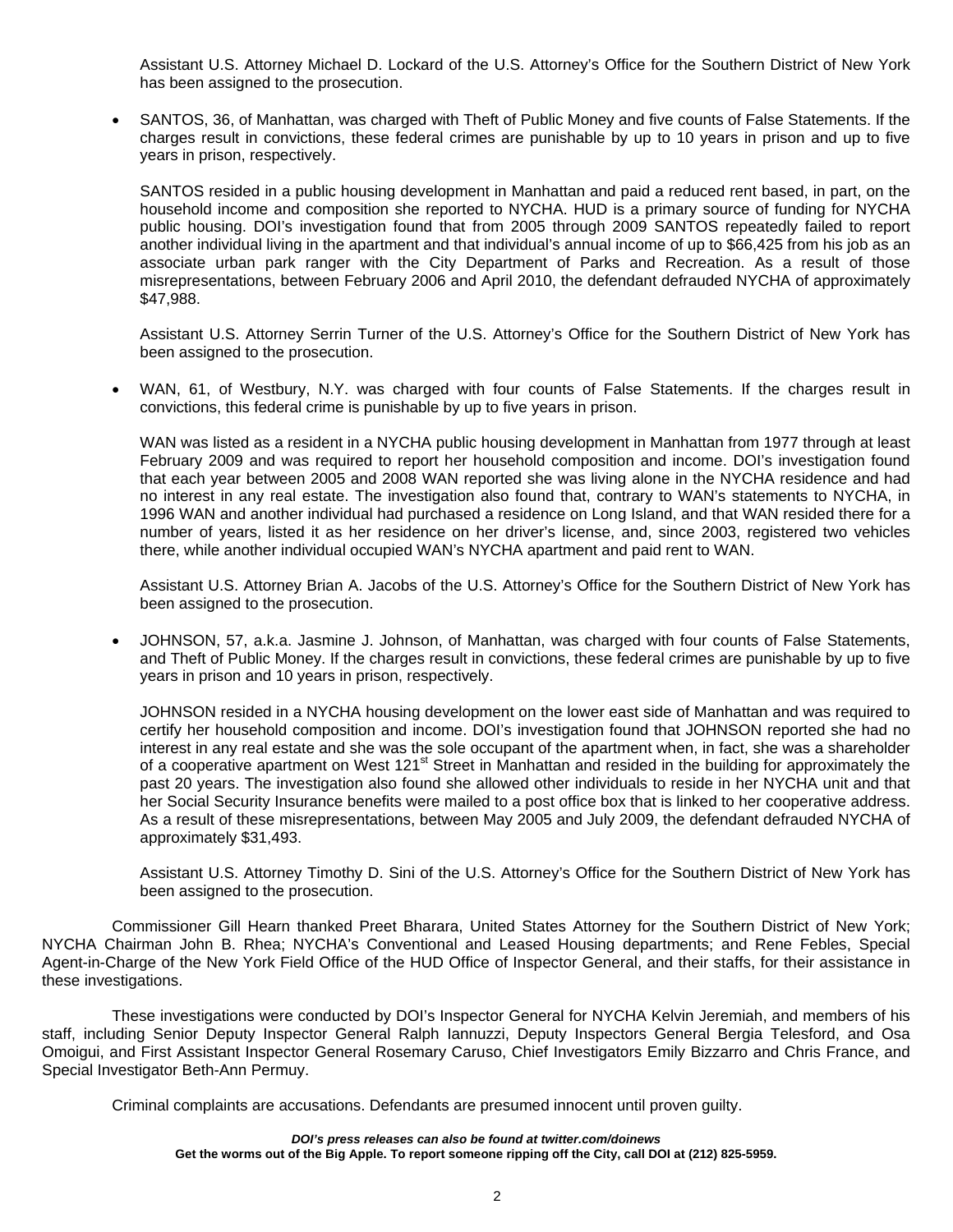Assistant U.S. Attorney Michael D. Lockard of the U.S. Attorney's Office for the Southern District of New York has been assigned to the prosecution.

- SANTOS, 36, of Manhattan, was charged with Theft of Public Money and five counts of False Statements. If the charges result in convictions, these federal crimes are punishable by up to 10 years in prison and up to five years in prison, respectively.

  SANTOS resided in a public housing development in Manhattan and paid a reduced rent based, in part, on the household income and composition she reported to NYCHA. HUD is a primary source of funding for NYCHA public housing. DOI's investigation found that from 2005 through 2009 SANTOS repeatedly failed to report another individual living in the apartment and that individual's annual income of up to $66,425 from his job as an associate urban park ranger with the City Department of Parks and Recreation. As a result of those misrepresentations, between February 2006 and April 2010, the defendant defrauded NYCHA of approximately $47,988.

  Assistant U.S. Attorney Serrin Turner of the U.S. Attorney's Office for the Southern District of New York has been assigned to the prosecution.

- WAN, 61, of Westbury, N.Y. was charged with four counts of False Statements. If the charges result in convictions, this federal crime is punishable by up to five years in prison.

  WAN was listed as a resident in a NYCHA public housing development in Manhattan from 1977 through at least February 2009 and was required to report her household composition and income. DOI's investigation found that each year between 2005 and 2008 WAN reported she was living alone in the NYCHA residence and had no interest in any real estate. The investigation also found that, contrary to WAN's statements to NYCHA, in 1996 WAN and another individual had purchased a residence on Long Island, and that WAN resided there for a number of years, listed it as her residence on her driver's license, and, since 2003, registered two vehicles there, while another individual occupied WAN's NYCHA apartment and paid rent to WAN.

  Assistant U.S. Attorney Brian A. Jacobs of the U.S. Attorney's Office for the Southern District of New York has been assigned to the prosecution.

- JOHNSON, 57, a.k.a. Jasmine J. Johnson, of Manhattan, was charged with four counts of False Statements, and Theft of Public Money. If the charges result in convictions, these federal crimes are punishable by up to five years in prison and 10 years in prison, respectively.

  JOHNSON resided in a NYCHA housing development on the lower east side of Manhattan and was required to certify her household composition and income. DOI's investigation found that JOHNSON reported she had no interest in any real estate and she was the sole occupant of the apartment when, in fact, she was a shareholder of a cooperative apartment on West 121st Street in Manhattan and resided in the building for approximately the past 20 years. The investigation also found she allowed other individuals to reside in her NYCHA unit and that her Social Security Insurance benefits were mailed to a post office box that is linked to her cooperative address. As a result of these misrepresentations, between May 2005 and July 2009, the defendant defrauded NYCHA of approximately $31,493.

  Assistant U.S. Attorney Timothy D. Sini of the U.S. Attorney's Office for the Southern District of New York has been assigned to the prosecution.

Commissioner Gill Hearn thanked Preet Bharara, United States Attorney for the Southern District of New York; NYCHA Chairman John B. Rhea; NYCHA's Conventional and Leased Housing departments; and Rene Febles, Special Agent-in-Charge of the New York Field Office of the HUD Office of Inspector General, and their staffs, for their assistance in these investigations.

These investigations were conducted by DOI's Inspector General for NYCHA Kelvin Jeremiah, and members of his staff, including Senior Deputy Inspector General Ralph Iannuzzi, Deputy Inspectors General Bergia Telesford, and Osa Omoigui, and First Assistant Inspector General Rosemary Caruso, Chief Investigators Emily Bizzarro and Chris France, and Special Investigator Beth-Ann Permuy.

Criminal complaints are accusations. Defendants are presumed innocent until proven guilty.

***DOI's press releases can also be found at twitter.com/doinews***

**Get the worms out of the Big Apple. To report someone ripping off the City, call DOI at (212) 825-5959.**